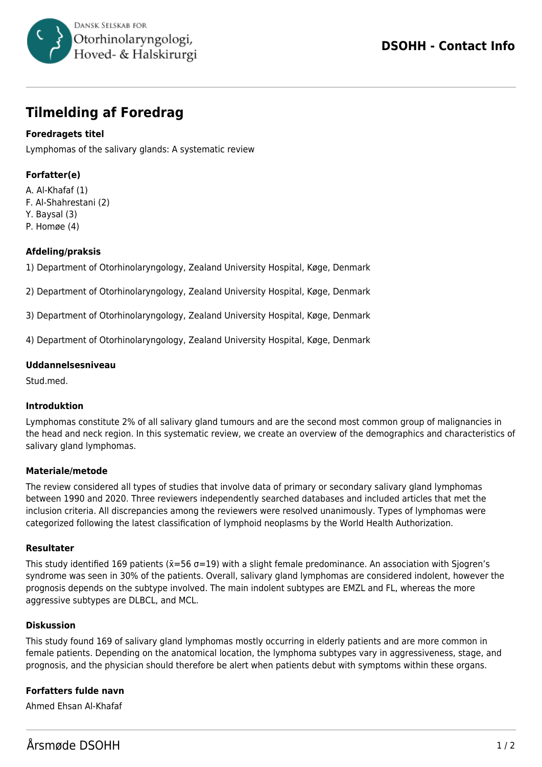# Tilmelding af Foredrag

**Foredragets titel**

Lymphomas of the salivary glands: A systematic review

**Forfatter(e)**

A. Al-Khafaf (1)
F. Al-Shahrestani (2)
Y. Baysal (3)
P. Homøe (4)

**Afdeling/praksis**

1) Department of Otorhinolaryngology, Zealand University Hospital, Køge, Denmark

2) Department of Otorhinolaryngology, Zealand University Hospital, Køge, Denmark

3) Department of Otorhinolaryngology, Zealand University Hospital, Køge, Denmark

4) Department of Otorhinolaryngology, Zealand University Hospital, Køge, Denmark

**Uddannelsesniveau**

Stud.med.

**Introduktion**

Lymphomas constitute 2% of all salivary gland tumours and are the second most common group of malignancies in the head and neck region. In this systematic review, we create an overview of the demographics and characteristics of salivary gland lymphomas.

**Materiale/metode**

The review considered all types of studies that involve data of primary or secondary salivary gland lymphomas between 1990 and 2020. Three reviewers independently searched databases and included articles that met the inclusion criteria. All discrepancies among the reviewers were resolved unanimously. Types of lymphomas were categorized following the latest classification of lymphoid neoplasms by the World Health Authorization.

**Resultater**

This study identified 169 patients ($\bar{x}=56$ $\sigma=19$) with a slight female predominance. An association with Sjogren's syndrome was seen in 30% of the patients. Overall, salivary gland lymphomas are considered indolent, however the prognosis depends on the subtype involved. The main indolent subtypes are EMZL and FL, whereas the more aggressive subtypes are DLBCL, and MCL.

**Diskussion**

This study found 169 of salivary gland lymphomas mostly occurring in elderly patients and are more common in female patients. Depending on the anatomical location, the lymphoma subtypes vary in aggressiveness, stage, and prognosis, and the physician should therefore be alert when patients debut with symptoms within these organs.

**Forfatters fulde navn**

Ahmed Ehsan Al-Khafaf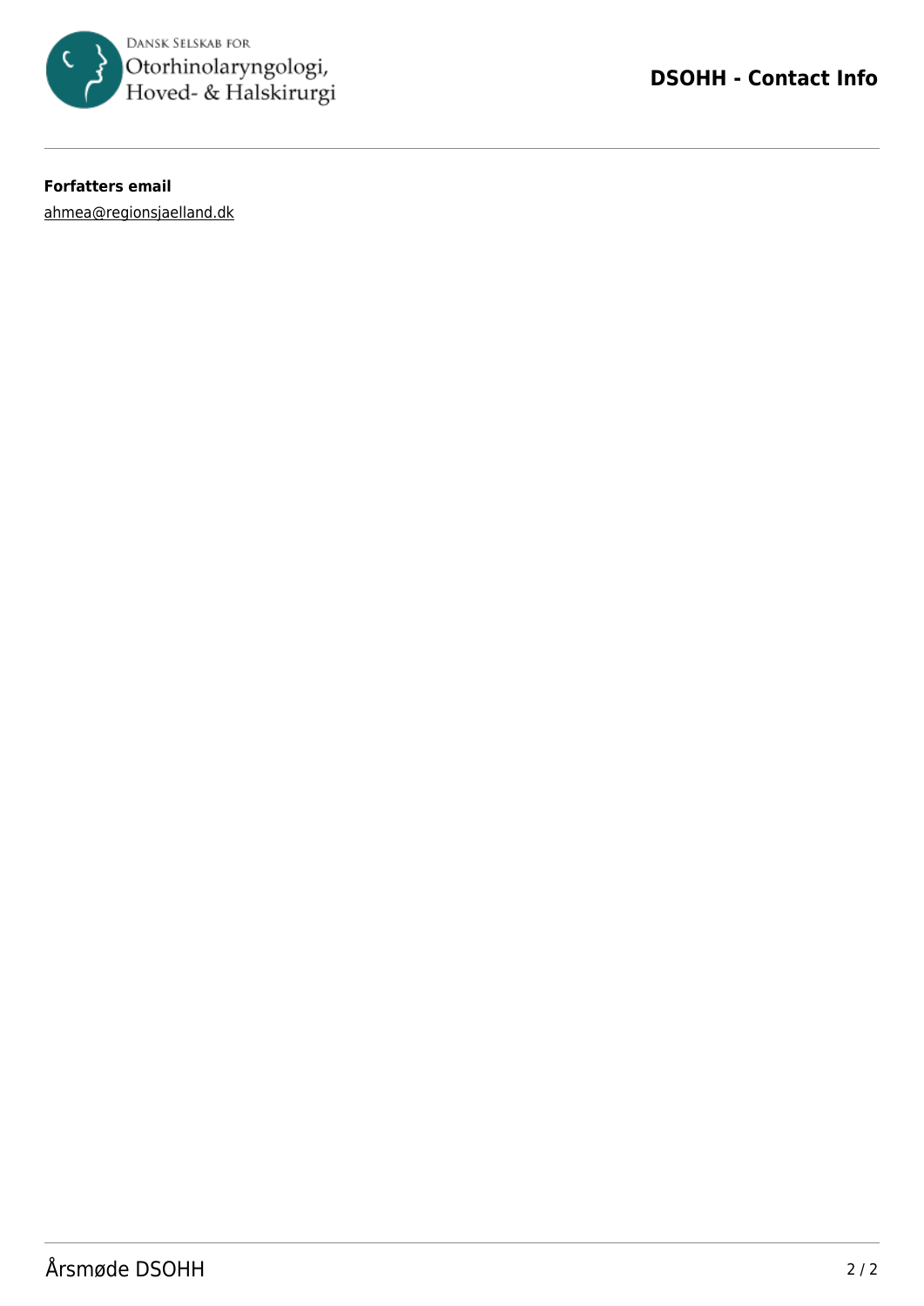**Forfatters email**

ahmea@regionsjaelland.dk